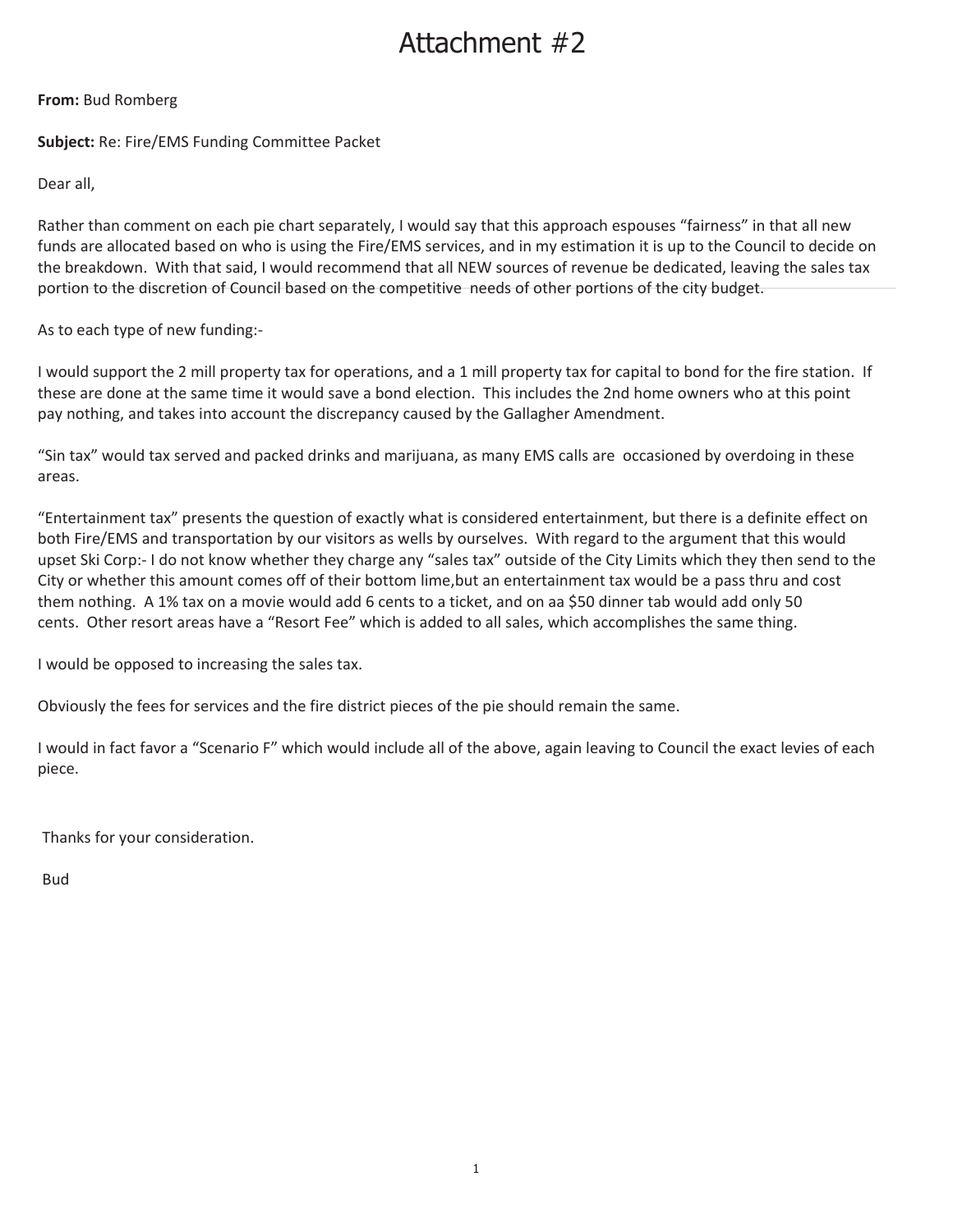# Attachment #2

**From:** Bud Romberg

**Subject:** Re: Fire/EMS Funding Committee Packet

Dear all,

Rather than comment on each pie chart separately, I would say that this approach espouses "fairness" in that all new funds are allocated based on who is using the Fire/EMS services, and in my estimation it is up to the Council to decide on the breakdown. With that said, I would recommend that all NEW sources of revenue be dedicated, leaving the sales tax portion to the discretion of Council based on the competitive needs of other portions of the city budget.

As to each type of new funding:-

I would support the 2 mill property tax for operations, and a 1 mill property tax for capital to bond for the fire station. If these are done at the same time it would save a bond election. This includes the 2nd home owners who at this point pay nothing, and takes into account the discrepancy caused by the Gallagher Amendment.

"Sin tax" would tax served and packed drinks and marijuana, as many EMS calls are occasioned by overdoing in these areas.

"Entertainment tax" presents the question of exactly what is considered entertainment, but there is a definite effect on both Fire/EMS and transportation by our visitors as wells by ourselves. With regard to the argument that this would upset Ski Corp:- I do not know whether they charge any "sales tax" outside of the City Limits which they then send to the City or whether this amount comes off of their bottom lime,but an entertainment tax would be a pass thru and cost them nothing. A 1% tax on a movie would add 6 cents to a ticket, and on aa $50 dinner tab would add only 50 cents. Other resort areas have a "Resort Fee" which is added to all sales, which accomplishes the same thing.

I would be opposed to increasing the sales tax.

Obviously the fees for services and the fire district pieces of the pie should remain the same.

I would in fact favor a "Scenario F" which would include all of the above, again leaving to Council the exact levies of each piece.

Thanks for your consideration.

Bud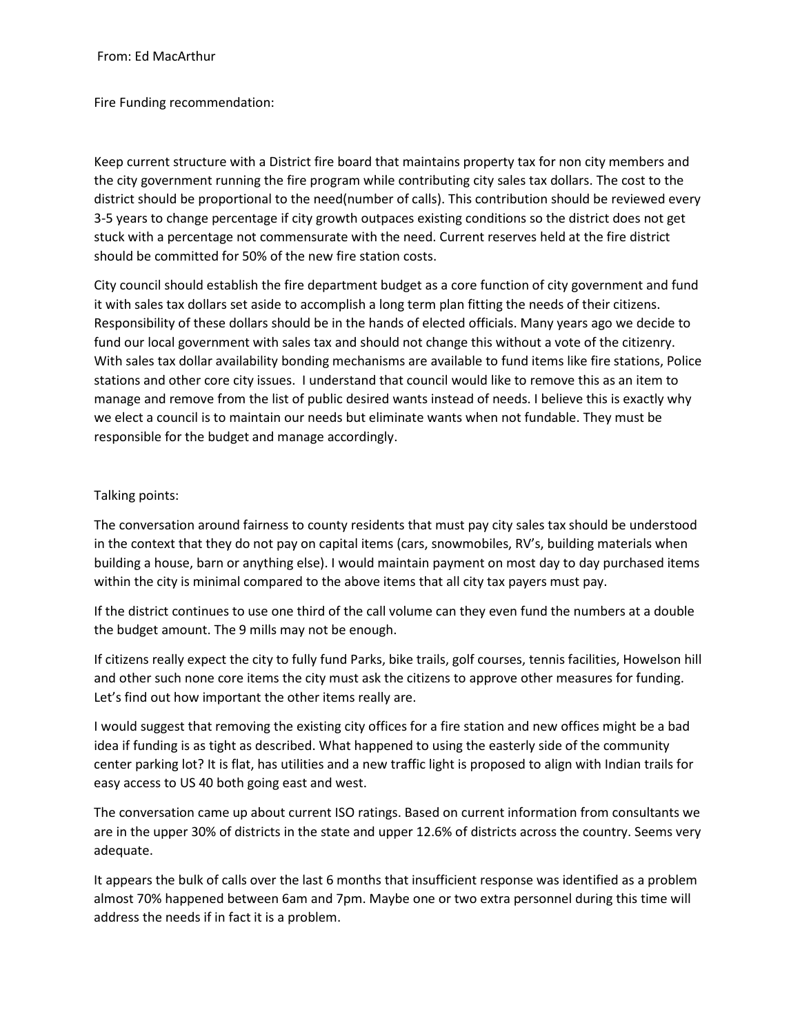From: Ed MacArthur

Fire Funding recommendation:

Keep current structure with a District fire board that maintains property tax for non city members and the city government running the fire program while contributing city sales tax dollars. The cost to the district should be proportional to the need(number of calls). This contribution should be reviewed every 3-5 years to change percentage if city growth outpaces existing conditions so the district does not get stuck with a percentage not commensurate with the need. Current reserves held at the fire district should be committed for 50% of the new fire station costs.

City council should establish the fire department budget as a core function of city government and fund it with sales tax dollars set aside to accomplish a long term plan fitting the needs of their citizens. Responsibility of these dollars should be in the hands of elected officials. Many years ago we decide to fund our local government with sales tax and should not change this without a vote of the citizenry. With sales tax dollar availability bonding mechanisms are available to fund items like fire stations, Police stations and other core city issues. I understand that council would like to remove this as an item to manage and remove from the list of public desired wants instead of needs. I believe this is exactly why we elect a council is to maintain our needs but eliminate wants when not fundable. They must be responsible for the budget and manage accordingly.

Talking points:

The conversation around fairness to county residents that must pay city sales tax should be understood in the context that they do not pay on capital items (cars, snowmobiles, RV's, building materials when building a house, barn or anything else). I would maintain payment on most day to day purchased items within the city is minimal compared to the above items that all city tax payers must pay.

If the district continues to use one third of the call volume can they even fund the numbers at a double the budget amount. The 9 mills may not be enough.

If citizens really expect the city to fully fund Parks, bike trails, golf courses, tennis facilities, Howelson hill and other such none core items the city must ask the citizens to approve other measures for funding. Let's find out how important the other items really are.

I would suggest that removing the existing city offices for a fire station and new offices might be a bad idea if funding is as tight as described. What happened to using the easterly side of the community center parking lot? It is flat, has utilities and a new traffic light is proposed to align with Indian trails for easy access to US 40 both going east and west.

The conversation came up about current ISO ratings. Based on current information from consultants we are in the upper 30% of districts in the state and upper 12.6% of districts across the country. Seems very adequate.

It appears the bulk of calls over the last 6 months that insufficient response was identified as a problem almost 70% happened between 6am and 7pm. Maybe one or two extra personnel during this time will address the needs if in fact it is a problem.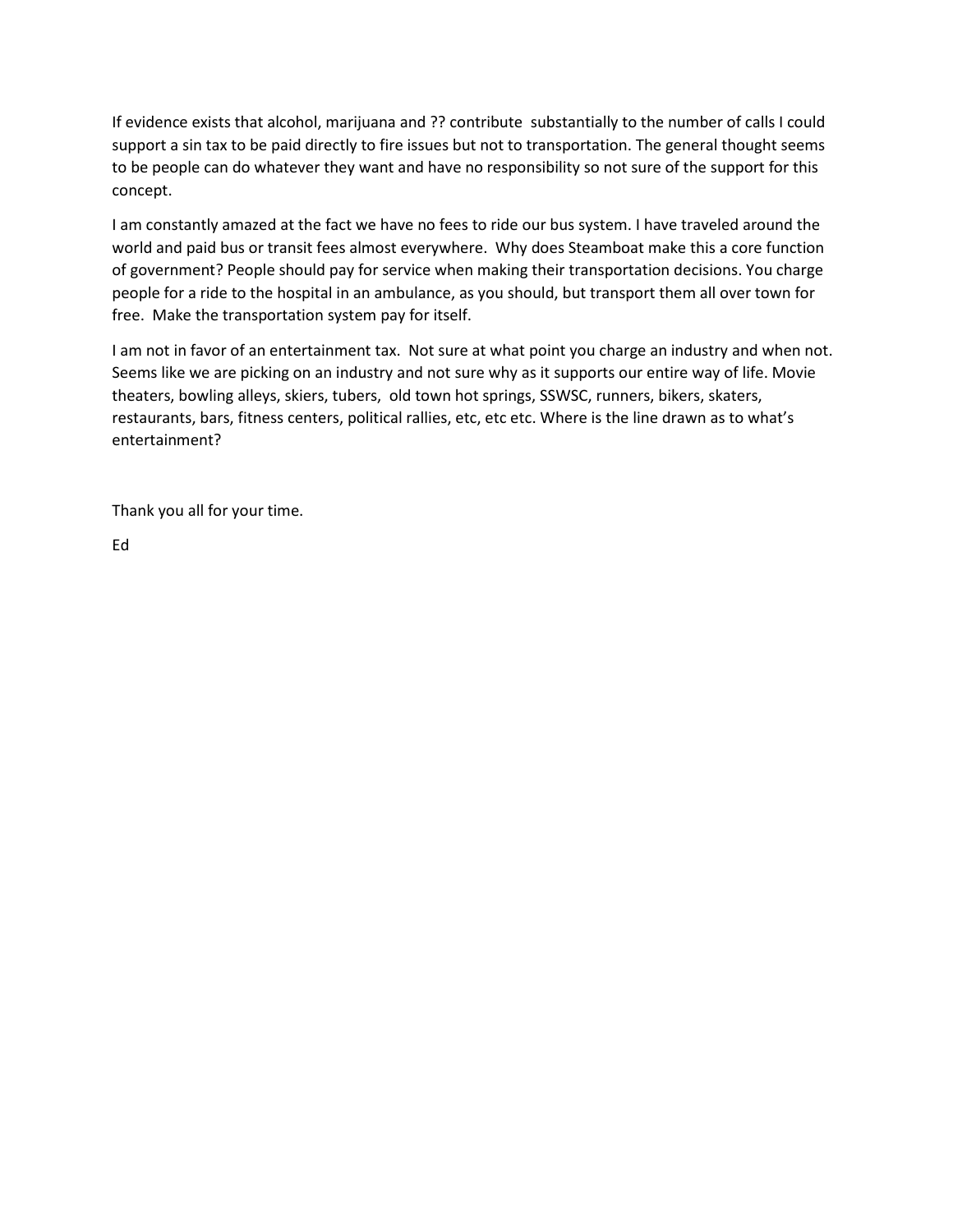If evidence exists that alcohol, marijuana and ?? contribute substantially to the number of calls I could support a sin tax to be paid directly to fire issues but not to transportation. The general thought seems to be people can do whatever they want and have no responsibility so not sure of the support for this concept.

I am constantly amazed at the fact we have no fees to ride our bus system. I have traveled around the world and paid bus or transit fees almost everywhere. Why does Steamboat make this a core function of government? People should pay for service when making their transportation decisions. You charge people for a ride to the hospital in an ambulance, as you should, but transport them all over town for free. Make the transportation system pay for itself.

I am not in favor of an entertainment tax. Not sure at what point you charge an industry and when not. Seems like we are picking on an industry and not sure why as it supports our entire way of life. Movie theaters, bowling alleys, skiers, tubers, old town hot springs, SSWSC, runners, bikers, skaters, restaurants, bars, fitness centers, political rallies, etc, etc etc. Where is the line drawn as to what's entertainment?

Thank you all for your time.

Ed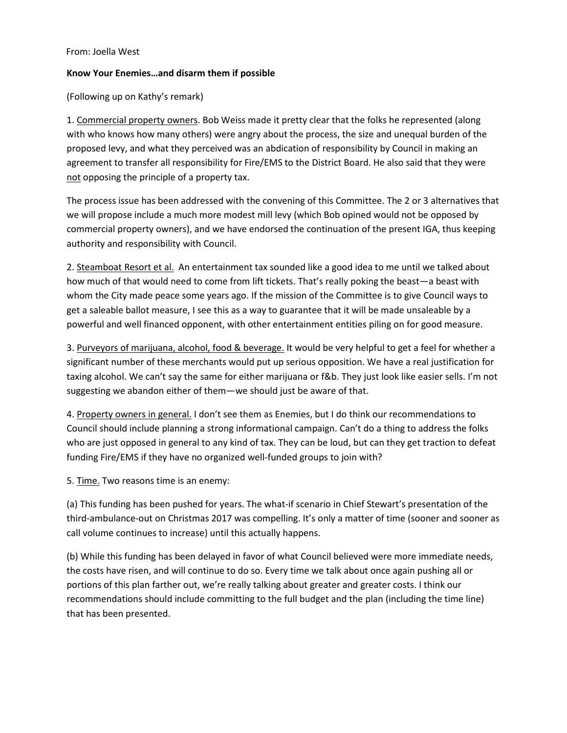From: Joella West

**Know Your Enemies…and disarm them if possible**

(Following up on Kathy's remark)

1. <u>Commercial property owners</u>. Bob Weiss made it pretty clear that the folks he represented (along with who knows how many others) were angry about the process, the size and unequal burden of the proposed levy, and what they perceived was an abdication of responsibility by Council in making an agreement to transfer all responsibility for Fire/EMS to the District Board. He also said that they were <u>not</u> opposing the principle of a property tax.

The process issue has been addressed with the convening of this Committee. The 2 or 3 alternatives that we will propose include a much more modest mill levy (which Bob opined would not be opposed by commercial property owners), and we have endorsed the continuation of the present IGA, thus keeping authority and responsibility with Council.

2. <u>Steamboat Resort et al.</u> An entertainment tax sounded like a good idea to me until we talked about how much of that would need to come from lift tickets. That's really poking the beast—a beast with whom the City made peace some years ago. If the mission of the Committee is to give Council ways to get a saleable ballot measure, I see this as a way to guarantee that it will be made unsaleable by a powerful and well financed opponent, with other entertainment entities piling on for good measure.

3. <u>Purveyors of marijuana, alcohol, food & beverage.</u> It would be very helpful to get a feel for whether a significant number of these merchants would put up serious opposition. We have a real justification for taxing alcohol. We can't say the same for either marijuana or f&b. They just look like easier sells. I'm not suggesting we abandon either of them—we should just be aware of that.

4. <u>Property owners in general.</u> I don't see them as Enemies, but I do think our recommendations to Council should include planning a strong informational campaign. Can't do a thing to address the folks who are just opposed in general to any kind of tax. They can be loud, but can they get traction to defeat funding Fire/EMS if they have no organized well-funded groups to join with?

5. <u>Time.</u> Two reasons time is an enemy:

(a) This funding has been pushed for years. The what-if scenario in Chief Stewart's presentation of the third-ambulance-out on Christmas 2017 was compelling. It's only a matter of time (sooner and sooner as call volume continues to increase) until this actually happens.

(b) While this funding has been delayed in favor of what Council believed were more immediate needs, the costs have risen, and will continue to do so. Every time we talk about once again pushing all or portions of this plan farther out, we're really talking about greater and greater costs. I think our recommendations should include committing to the full budget and the plan (including the time line) that has been presented.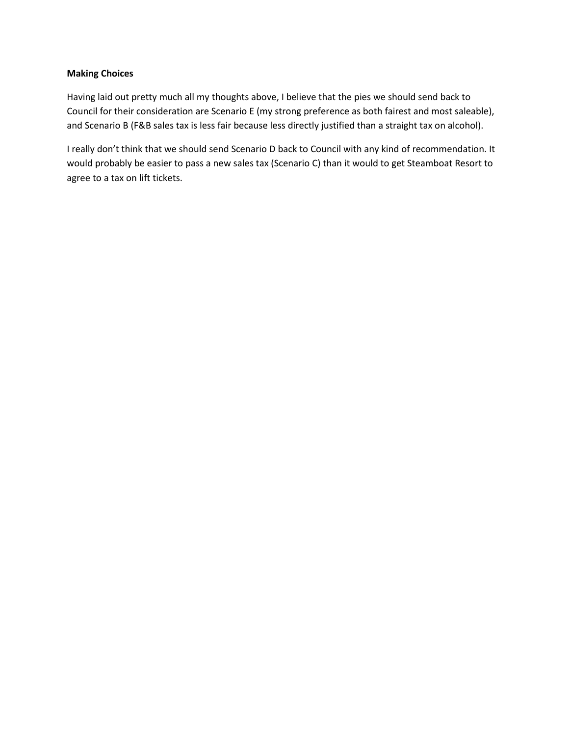**Making Choices**

Having laid out pretty much all my thoughts above, I believe that the pies we should send back to Council for their consideration are Scenario E (my strong preference as both fairest and most saleable), and Scenario B (F&B sales tax is less fair because less directly justified than a straight tax on alcohol).

I really don't think that we should send Scenario D back to Council with any kind of recommendation. It would probably be easier to pass a new sales tax (Scenario C) than it would to get Steamboat Resort to agree to a tax on lift tickets.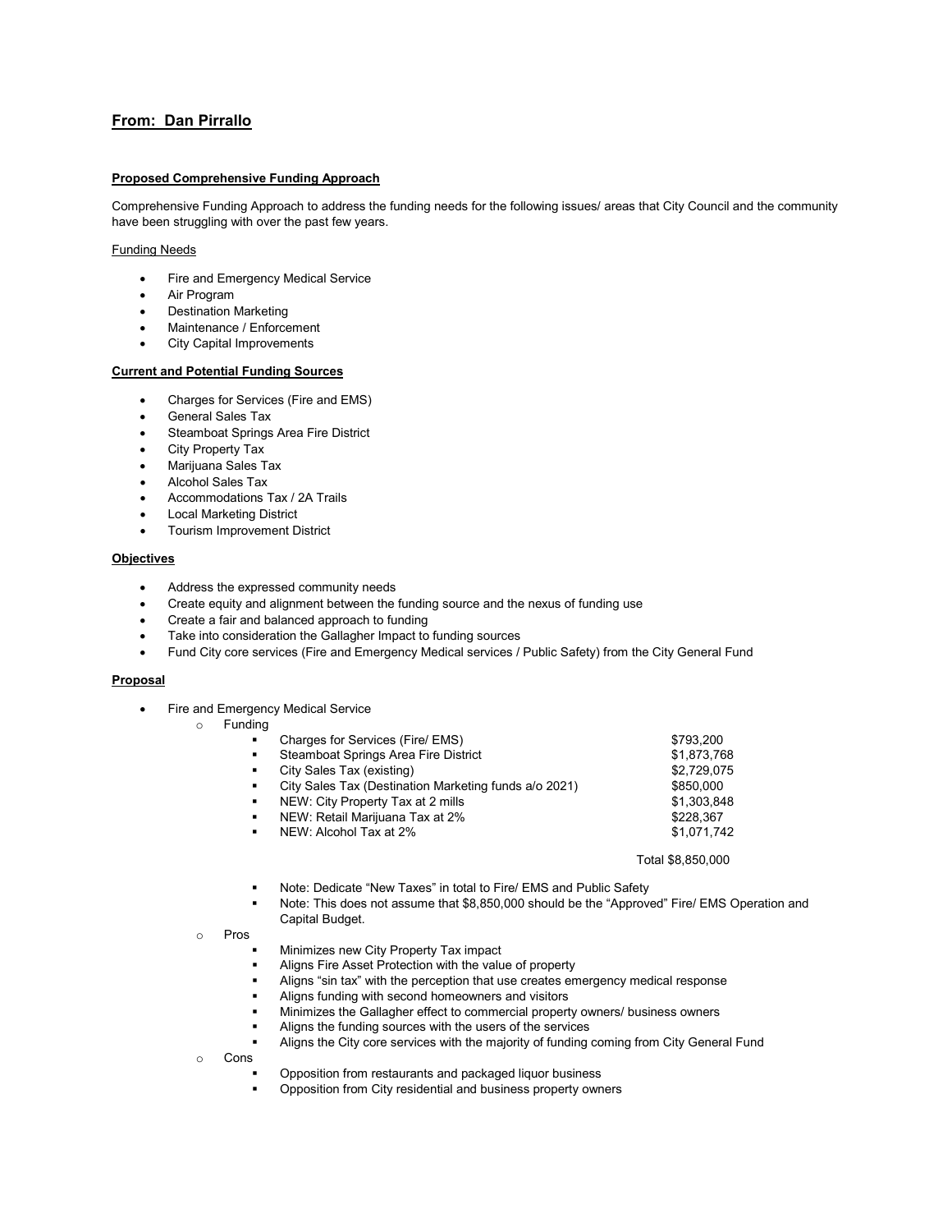**From: Dan Pirrallo**

**Proposed Comprehensive Funding Approach**

Comprehensive Funding Approach to address the funding needs for the following issues/ areas that City Council and the community have been struggling with over the past few years.

Funding Needs

- Fire and Emergency Medical Service
- Air Program
- Destination Marketing
- Maintenance / Enforcement
- City Capital Improvements

**Current and Potential Funding Sources**

- Charges for Services (Fire and EMS)
- General Sales Tax
- Steamboat Springs Area Fire District
- City Property Tax
- Marijuana Sales Tax
- Alcohol Sales Tax
- Accommodations Tax / 2A Trails
- Local Marketing District
- Tourism Improvement District

**Objectives**

- Address the expressed community needs
- Create equity and alignment between the funding source and the nexus of funding use
- Create a fair and balanced approach to funding
- Take into consideration the Gallagher Impact to funding sources
- Fund City core services (Fire and Emergency Medical services / Public Safety) from the City General Fund

**Proposal**

- Fire and Emergency Medical Service
  - Funding
    - Charges for Services (Fire/ EMS) $793,200
    - Steamboat Springs Area Fire District $1,873,768
    - City Sales Tax (existing) $2,729,075
    - City Sales Tax (Destination Marketing funds a/o 2021) $850,000
    - NEW: City Property Tax at 2 mills $1,303,848
    - NEW: Retail Marijuana Tax at 2% $228,367
    - NEW: Alcohol Tax at 2% $1,071,742

      Total $8,850,000

    - Note: Dedicate "New Taxes" in total to Fire/ EMS and Public Safety
    - Note: This does not assume that $8,850,000 should be the "Approved" Fire/ EMS Operation and Capital Budget.
  - Pros
    - Minimizes new City Property Tax impact
    - Aligns Fire Asset Protection with the value of property
    - Aligns "sin tax" with the perception that use creates emergency medical response
    - Aligns funding with second homeowners and visitors
    - Minimizes the Gallagher effect to commercial property owners/ business owners
    - Aligns the funding sources with the users of the services
    - Aligns the City core services with the majority of funding coming from City General Fund
  - Cons
    - Opposition from restaurants and packaged liquor business
    - Opposition from City residential and business property owners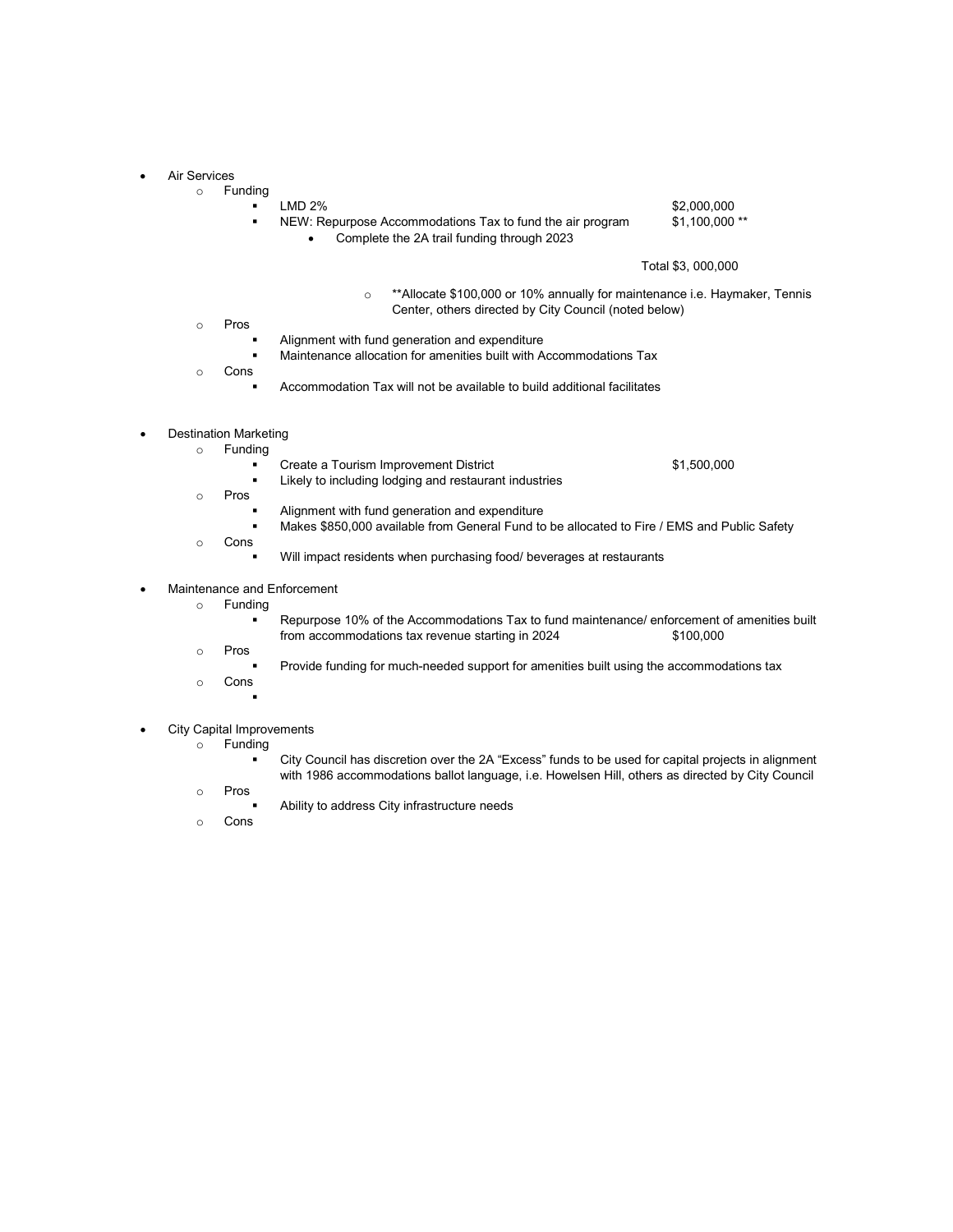- Air Services
  - Funding
    - LMD 2% $2,000,000
    - NEW: Repurpose Accommodations Tax to fund the air program $1,100,000 **
      - Complete the 2A trail funding through 2023

      Total $3, 000,000

        - **Allocate $100,000 or 10% annually for maintenance i.e. Haymaker, Tennis Center, others directed by City Council (noted below)
  - Pros
    - Alignment with fund generation and expenditure
    - Maintenance allocation for amenities built with Accommodations Tax
  - Cons
    - Accommodation Tax will not be available to build additional facilitates

- Destination Marketing
  - Funding
    - Create a Tourism Improvement District $1,500,000
    - Likely to including lodging and restaurant industries
  - Pros
    - Alignment with fund generation and expenditure
    - Makes $850,000 available from General Fund to be allocated to Fire / EMS and Public Safety
  - Cons
    - Will impact residents when purchasing food/ beverages at restaurants

- Maintenance and Enforcement
  - Funding
    - Repurpose 10% of the Accommodations Tax to fund maintenance/ enforcement of amenities built from accommodations tax revenue starting in 2024 $100,000
  - Pros
    - Provide funding for much-needed support for amenities built using the accommodations tax
  - Cons
    -

- City Capital Improvements
  - Funding
    - City Council has discretion over the 2A "Excess" funds to be used for capital projects in alignment with 1986 accommodations ballot language, i.e. Howelsen Hill, others as directed by City Council
  - Pros
    - Ability to address City infrastructure needs
  - Cons